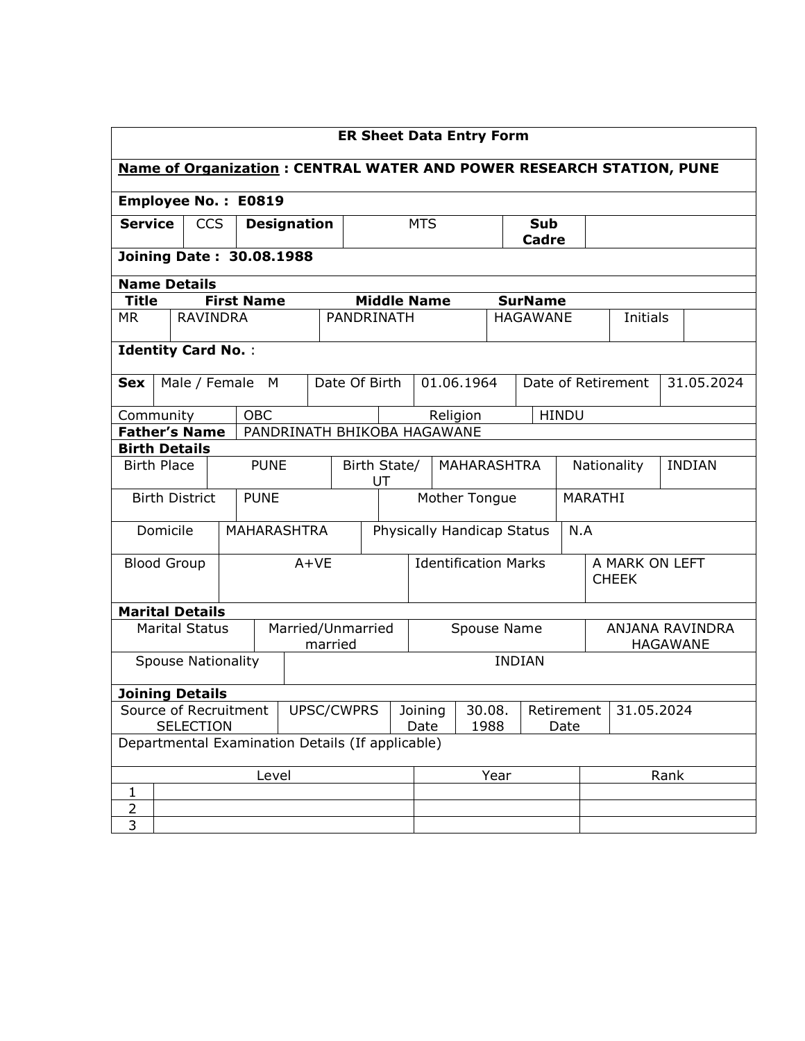# ER Sheet Data Entry Form

**Name of Organization : CENTRAL WATER AND POWER RESEARCH STATION, PUNE**

**Employee No. : E0819**

| **Service** | CCS | **Designation** | MTS | **Sub Cadre** | |
|---|---|---|---|---|---|

**Joining Date : 30.08.1988**

**Name Details**

| **Title** | **First Name** | **Middle Name** | **SurName** | | |
|---|---|---|---|---|---|
| MR | RAVINDRA | PANDRINATH | HAGAWANE | Initials | |

**Identity Card No.** :

| **Sex** | Male / Female M | Date Of Birth | 01.06.1964 | Date of Retirement | 31.05.2024 |
|---|---|---|---|---|---|

| Community | OBC | Religion | HINDU |
|---|---|---|---|
| **Father's Name** | PANDRINATH BHIKOBA HAGAWANE | | |

**Birth Details**

| Birth Place | PUNE | Birth State/ UT | MAHARASHTRA | Nationality | INDIAN |
|---|---|---|---|---|---|
| Birth District | PUNE | Mother Tongue | MARATHI | | |
| Domicile | MAHARASHTRA | Physically Handicap Status | N.A | | |
| Blood Group | A+VE | Identification Marks | A MARK ON LEFT CHEEK | | |

**Marital Details**

| Marital Status | Married/Unmarried married | Spouse Name | ANJANA RAVINDRA HAGAWANE |
|---|---|---|---|
| Spouse Nationality | INDIAN | | |

**Joining Details**

| Source of Recruitment SELECTION | UPSC/CWPRS | Joining Date | 30.08. 1988 | Retirement Date | 31.05.2024 |
|---|---|---|---|---|---|

Departmental Examination Details (If applicable)

| | Level | Year | Rank |
|---|---|---|---|
| 1 | | | |
| 2 | | | |
| 3 | | | |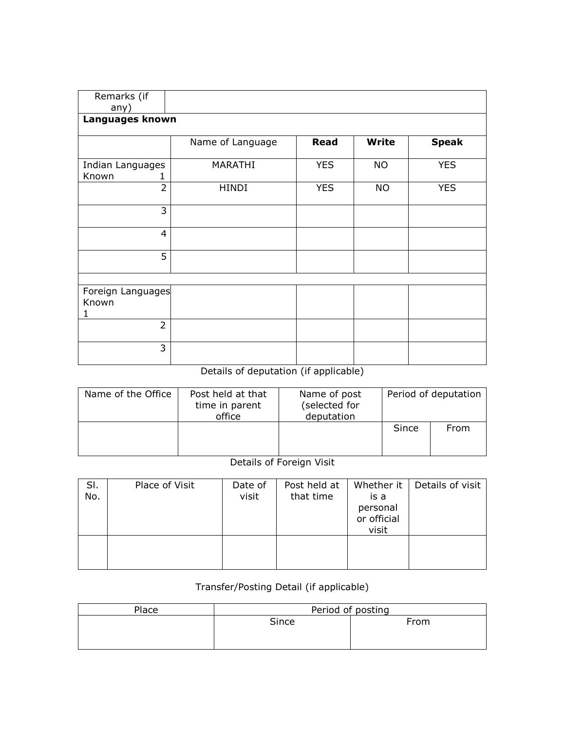| Remarks (if any) | |
|---|---|

**Languages known**

| | Name of Language | **Read** | **Write** | **Speak** |
|---|---|---|---|---|
| Indian Languages Known 1 | MARATHI | YES | NO | YES |
| 2 | HINDI | YES | NO | YES |
| 3 | | | | |
| 4 | | | | |
| 5 | | | | |
| | | | | |
| Foreign Languages Known 1 | | | | |
| 2 | | | | |
| 3 | | | | |

Details of deputation (if applicable)

| Name of the Office | Post held at that time in parent office | Name of post (selected for deputation | Period of deputation | |
|---|---|---|---|---|
| | | | Since | From |

Details of Foreign Visit

| Sl. No. | Place of Visit | Date of visit | Post held at that time | Whether it is a personal or official visit | Details of visit |
|---|---|---|---|---|---|
| | | | | | |

Transfer/Posting Detail (if applicable)

| Place | Period of posting | |
|---|---|---|
| | Since | From |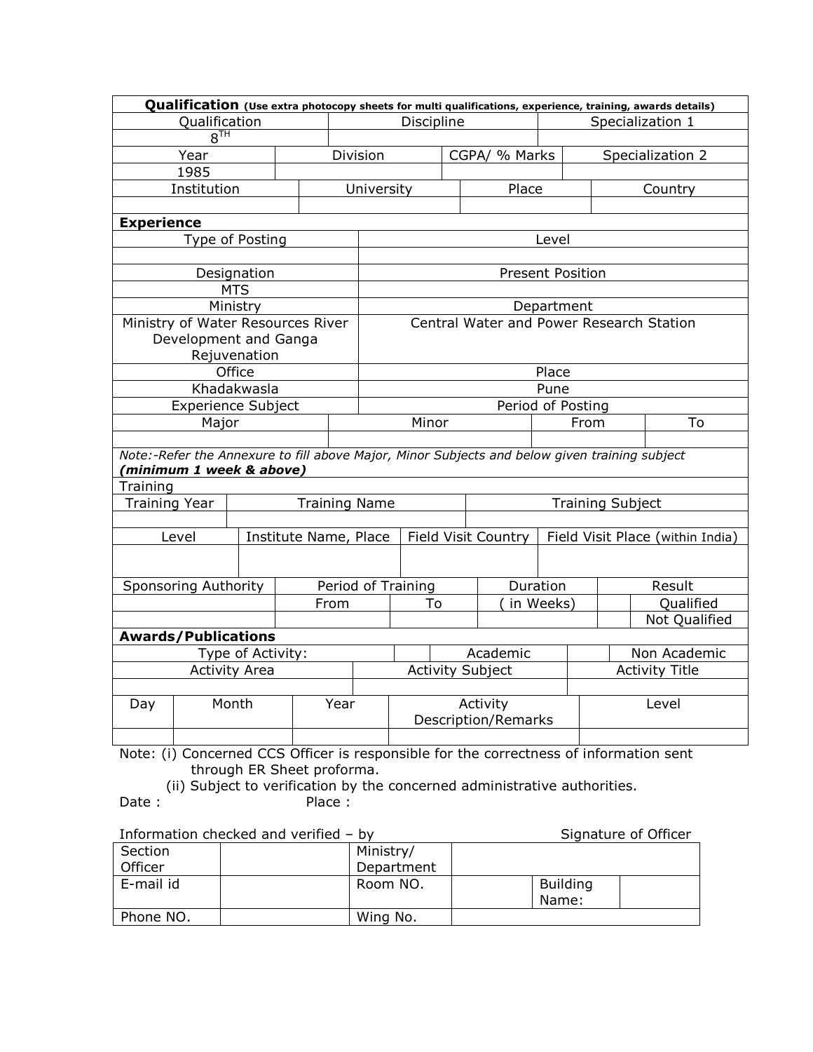**Qualification** **(Use extra photocopy sheets for multi qualifications, experience, training, awards details)**

| Qualification | Discipline | Specialization 1 |
|---|---|---|
| 8TH | | |

| Year | Division | CGPA/ % Marks | Specialization 2 |
|---|---|---|---|
| 1985 | | | |

| Institution | University | Place | Country |
|---|---|---|---|
| | | | |

**Experience**

| Type of Posting | Level |
|---|---|
| | |
| Designation | Present Position |
| MTS | |
| Ministry | Department |
| Ministry of Water Resources River Development and Ganga Rejuvenation | Central Water and Power Research Station |
| Office | Place |
| Khadakwasla | Pune |

| Experience Subject | | Period of Posting | |
|---|---|---|---|
| Major | Minor | From | To |
| | | | |

*Note:-Refer the Annexure to fill above Major, Minor Subjects and below given training subject* ***(minimum 1 week & above)***

Training

| Training Year | Training Name | Training Subject |
|---|---|---|
| | | |

| Level | Institute Name, Place | Field Visit Country | Field Visit Place (within India) |
|---|---|---|---|
| | | | |

| Sponsoring Authority | Period of Training | | Duration | Result | |
|---|---|---|---|---|---|
| | From | To | ( in Weeks) | | Qualified |
| | | | | | Not Qualified |

**Awards/Publications**

| Type of Activity: | | Academic | | Non Academic |
|---|---|---|---|---|

| Activity Area | Activity Subject | Activity Title |
|---|---|---|
| | | |

| Day | Month | Year | Activity Description/Remarks | Level |
|---|---|---|---|---|
| | | | | |

Note: (i) Concerned CCS Officer is responsible for the correctness of information sent through ER Sheet proforma.

(ii) Subject to verification by the concerned administrative authorities.

Date : Place :

Information checked and verified – by Signature of Officer

| | | | | | |
|---|---|---|---|---|---|
| Section Officer | | Ministry/ Department | | | |
| E-mail id | | Room NO. | | Building Name: | |
| Phone NO. | | Wing No. | | | |